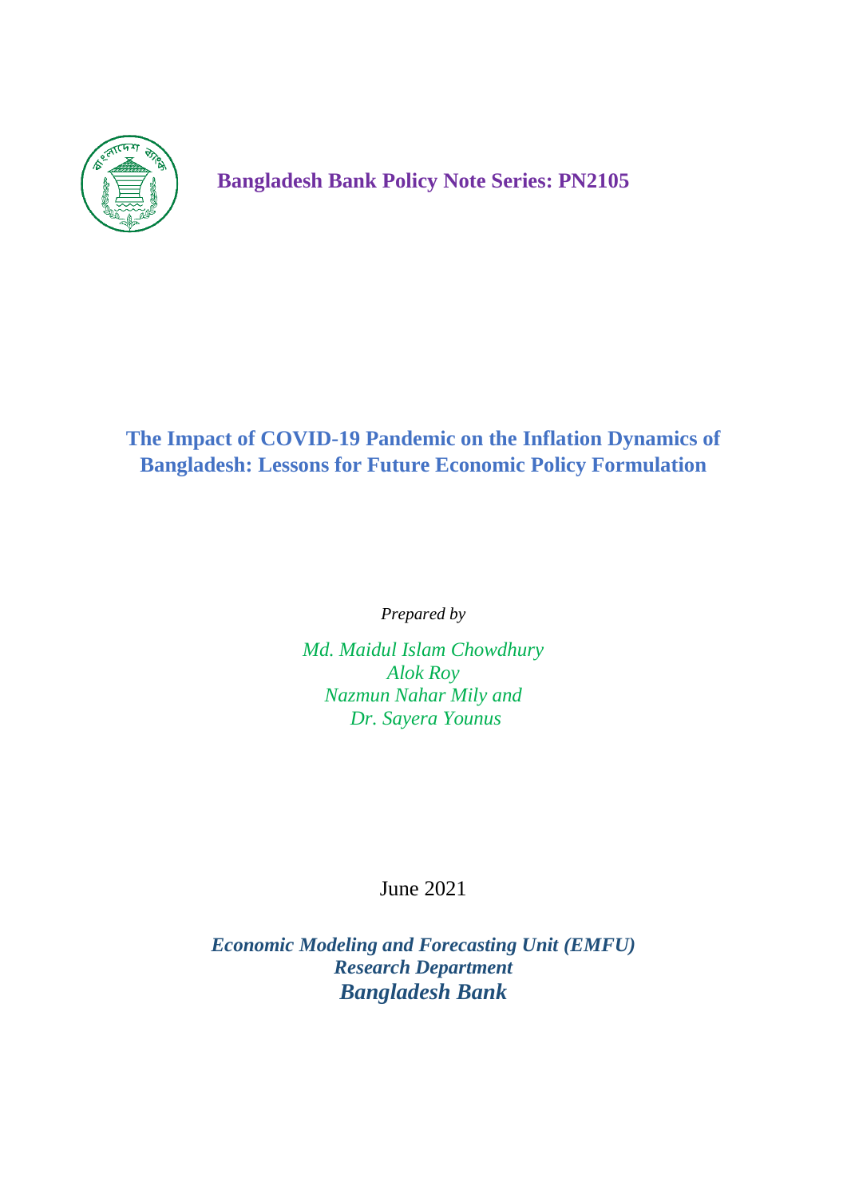**Bangladesh Bank Policy Note Series: PN2105**

# The Impact of COVID-19 Pandemic on the Inflation Dynamics of Bangladesh: Lessons for Future Economic Policy Formulation

*Prepared by*

*Md. Maidul Islam Chowdhury*
*Alok Roy*
*Nazmun Nahar Mily and*
*Dr. Sayera Younus*

June 2021

***Economic Modeling and Forecasting Unit (EMFU)***
***Research Department***
***Bangladesh Bank***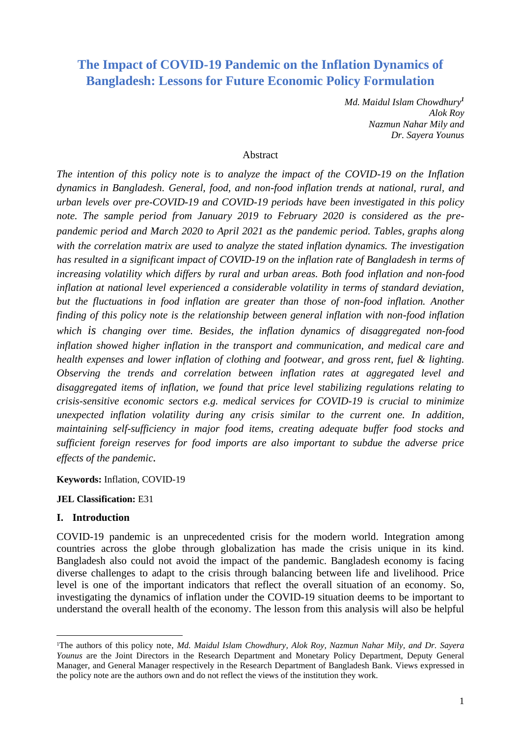# The Impact of COVID-19 Pandemic on the Inflation Dynamics of Bangladesh: Lessons for Future Economic Policy Formulation

*Md. Maidul Islam Chowdhury*[1]
*Alok Roy*
*Nazmun Nahar Mily and*
*Dr. Sayera Younus*

## Abstract

*The intention of this policy note is to analyze the impact of the COVID-19 on the Inflation dynamics in Bangladesh. General, food, and non-food inflation trends at national, rural, and urban levels over pre-COVID-19 and COVID-19 periods have been investigated in this policy note. The sample period from January 2019 to February 2020 is considered as the pre-pandemic period and March 2020 to April 2021 as the pandemic period. Tables, graphs along with the correlation matrix are used to analyze the stated inflation dynamics. The investigation has resulted in a significant impact of COVID-19 on the inflation rate of Bangladesh in terms of increasing volatility which differs by rural and urban areas. Both food inflation and non-food inflation at national level experienced a considerable volatility in terms of standard deviation, but the fluctuations in food inflation are greater than those of non-food inflation. Another finding of this policy note is the relationship between general inflation with non-food inflation which is changing over time. Besides, the inflation dynamics of disaggregated non-food inflation showed higher inflation in the transport and communication, and medical care and health expenses and lower inflation of clothing and footwear, and gross rent, fuel & lighting. Observing the trends and correlation between inflation rates at aggregated level and disaggregated items of inflation, we found that price level stabilizing regulations relating to crisis-sensitive economic sectors e.g. medical services for COVID-19 is crucial to minimize unexpected inflation volatility during any crisis similar to the current one. In addition, maintaining self-sufficiency in major food items, creating adequate buffer food stocks and sufficient foreign reserves for food imports are also important to subdue the adverse price effects of the pandemic.*

**Keywords:** Inflation, COVID-19

**JEL Classification:** E31

## I. Introduction

COVID-19 pandemic is an unprecedented crisis for the modern world. Integration among countries across the globe through globalization has made the crisis unique in its kind. Bangladesh also could not avoid the impact of the pandemic. Bangladesh economy is facing diverse challenges to adapt to the crisis through balancing between life and livelihood. Price level is one of the important indicators that reflect the overall situation of an economy. So, investigating the dynamics of inflation under the COVID-19 situation deems to be important to understand the overall health of the economy. The lesson from this analysis will also be helpful

---

[1] The authors of this policy note, *Md. Maidul Islam Chowdhury, Alok Roy, Nazmun Nahar Mily, and Dr. Sayera Younus* are the Joint Directors in the Research Department and Monetary Policy Department, Deputy General Manager, and General Manager respectively in the Research Department of Bangladesh Bank. Views expressed in the policy note are the authors own and do not reflect the views of the institution they work.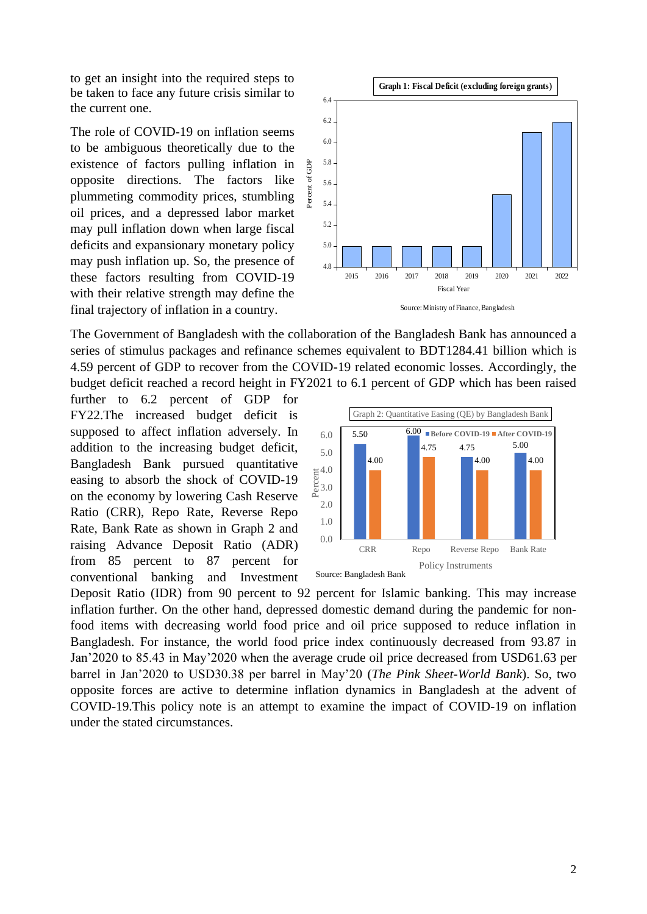to get an insight into the required steps to be taken to face any future crisis similar to the current one.

The role of COVID-19 on inflation seems to be ambiguous theoretically due to the existence of factors pulling inflation in opposite directions. The factors like plummeting commodity prices, stumbling oil prices, and a depressed labor market may pull inflation down when large fiscal deficits and expansionary monetary policy may push inflation up. So, the presence of these factors resulting from COVID-19 with their relative strength may define the final trajectory of inflation in a country.

**Graph 1: Fiscal Deficit (excluding foreign grants)**

Source: Ministry of Finance, Bangladesh

The Government of Bangladesh with the collaboration of the Bangladesh Bank has announced a series of stimulus packages and refinance schemes equivalent to BDT1284.41 billion which is 4.59 percent of GDP to recover from the COVID-19 related economic losses. Accordingly, the budget deficit reached a record height in FY2021 to 6.1 percent of GDP which has been raised further to 6.2 percent of GDP for FY22.The increased budget deficit is supposed to affect inflation adversely. In addition to the increasing budget deficit, Bangladesh Bank pursued quantitative easing to absorb the shock of COVID-19 on the economy by lowering Cash Reserve Ratio (CRR), Repo Rate, Reverse Repo Rate, Bank Rate as shown in Graph 2 and raising Advance Deposit Ratio (ADR) from 85 percent to 87 percent for conventional banking and Investment Deposit Ratio (IDR) from 90 percent to 92 percent for Islamic banking. This may increase inflation further. On the other hand, depressed domestic demand during the pandemic for non-food items with decreasing world food price and oil price supposed to reduce inflation in Bangladesh. For instance, the world food price index continuously decreased from 93.87 in Jan'2020 to 85.43 in May'2020 when the average crude oil price decreased from USD61.63 per barrel in Jan'2020 to USD30.38 per barrel in May'20 (*The Pink Sheet-World Bank*). So, two opposite forces are active to determine inflation dynamics in Bangladesh at the advent of COVID-19.This policy note is an attempt to examine the impact of COVID-19 on inflation under the stated circumstances.

Graph 2: Quantitative Easing (QE) by Bangladesh Bank

| Policy Instruments | Before COVID-19 | After COVID-19 |
|---|---|---|
| CRR | 5.50 | 4.00 |
| Repo | 6.00 | 4.75 |
| Reverse Repo | 4.75 | 4.00 |
| Bank Rate | 5.00 | 4.00 |

Source: Bangladesh Bank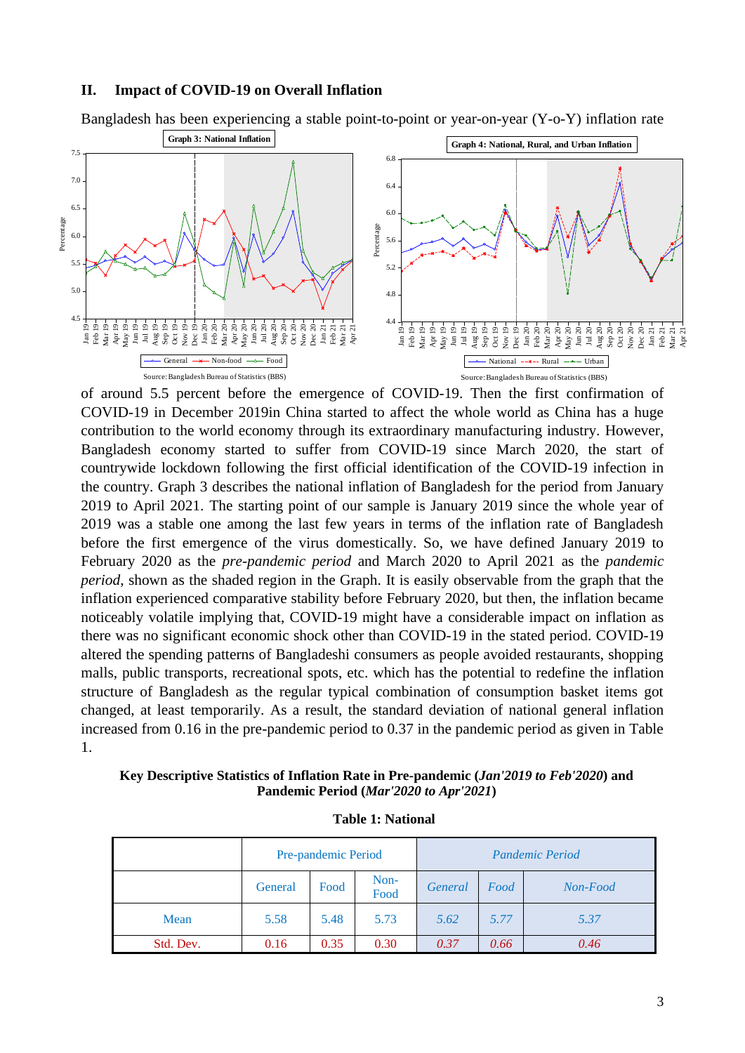## II. Impact of COVID-19 on Overall Inflation

Bangladesh has been experiencing a stable point-to-point or year-on-year (Y-o-Y) inflation rate

**Graph 3: National Inflation**

Source: Bangladesh Bureau of Statistics (BBS)

**Graph 4: National, Rural, and Urban Inflation**

Source: Bangladesh Bureau of Statistics (BBS)

of around 5.5 percent before the emergence of COVID-19. Then the first confirmation of COVID-19 in December 2019in China started to affect the whole world as China has a huge contribution to the world economy through its extraordinary manufacturing industry. However, Bangladesh economy started to suffer from COVID-19 since March 2020, the start of countrywide lockdown following the first official identification of the COVID-19 infection in the country. Graph 3 describes the national inflation of Bangladesh for the period from January 2019 to April 2021. The starting point of our sample is January 2019 since the whole year of 2019 was a stable one among the last few years in terms of the inflation rate of Bangladesh before the first emergence of the virus domestically. So, we have defined January 2019 to February 2020 as the *pre-pandemic period* and March 2020 to April 2021 as the *pandemic period*, shown as the shaded region in the Graph. It is easily observable from the graph that the inflation experienced comparative stability before February 2020, but then, the inflation became noticeably volatile implying that, COVID-19 might have a considerable impact on inflation as there was no significant economic shock other than COVID-19 in the stated period. COVID-19 altered the spending patterns of Bangladeshi consumers as people avoided restaurants, shopping malls, public transports, recreational spots, etc. which has the potential to redefine the inflation structure of Bangladesh as the regular typical combination of consumption basket items got changed, at least temporarily. As a result, the standard deviation of national general inflation increased from 0.16 in the pre-pandemic period to 0.37 in the pandemic period as given in Table 1.

**Key Descriptive Statistics of Inflation Rate in Pre-pandemic (*Jan'2019 to Feb'2020*) and Pandemic Period (*Mar'2020 to Apr'2021*)**

**Table 1: National**

| | Pre-pandemic Period | | | *Pandemic Period* | | |
|---|---|---|---|---|---|---|
| | General | Food | Non-Food | *General* | *Food* | *Non-Food* |
| Mean | 5.58 | 5.48 | 5.73 | *5.62* | *5.77* | *5.37* |
| Std. Dev. | 0.16 | 0.35 | 0.30 | *0.37* | *0.66* | *0.46* |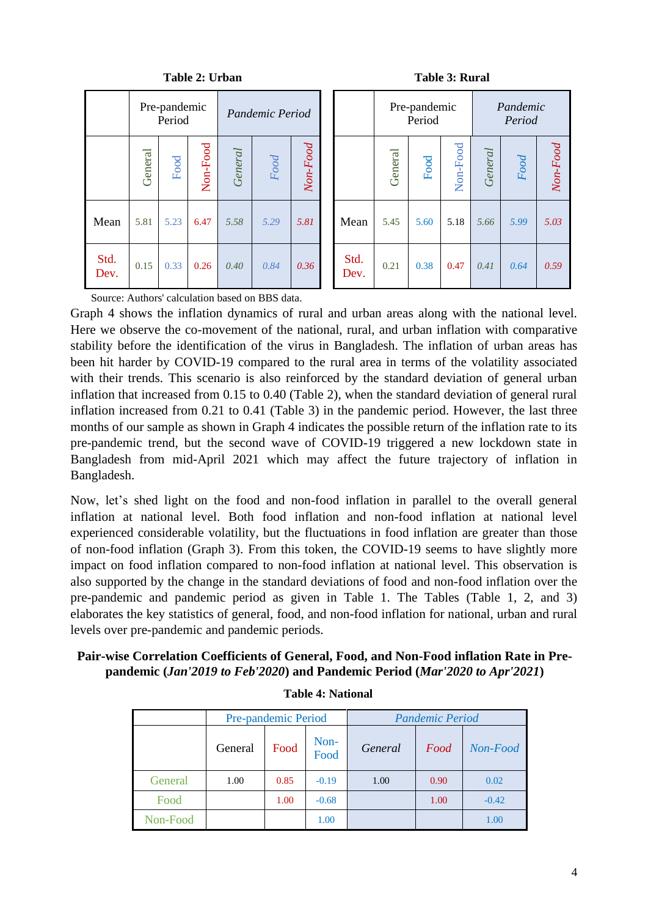**Table 2: Urban**

| | Pre-pandemic Period | | | *Pandemic Period* | | |
|---|---|---|---|---|---|---|
| | General | Food | Non-Food | *General* | *Food* | *Non-Food* |
| Mean | 5.81 | 5.23 | 6.47 | *5.58* | *5.29* | *5.81* |
| Std. Dev. | 0.15 | 0.33 | 0.26 | *0.40* | *0.84* | *0.36* |

**Table 3: Rural**

| | Pre-pandemic Period | | | *Pandemic Period* | | |
|---|---|---|---|---|---|---|
| | General | Food | Non-Food | *General* | *Food* | *Non-Food* |
| Mean | 5.45 | 5.60 | 5.18 | *5.66* | *5.99* | *5.03* |
| Std. Dev. | 0.21 | 0.38 | 0.47 | *0.41* | *0.64* | *0.59* |

Source: Authors' calculation based on BBS data.

Graph 4 shows the inflation dynamics of rural and urban areas along with the national level. Here we observe the co-movement of the national, rural, and urban inflation with comparative stability before the identification of the virus in Bangladesh. The inflation of urban areas has been hit harder by COVID-19 compared to the rural area in terms of the volatility associated with their trends. This scenario is also reinforced by the standard deviation of general urban inflation that increased from 0.15 to 0.40 (Table 2), when the standard deviation of general rural inflation increased from 0.21 to 0.41 (Table 3) in the pandemic period. However, the last three months of our sample as shown in Graph 4 indicates the possible return of the inflation rate to its pre-pandemic trend, but the second wave of COVID-19 triggered a new lockdown state in Bangladesh from mid-April 2021 which may affect the future trajectory of inflation in Bangladesh.

Now, let's shed light on the food and non-food inflation in parallel to the overall general inflation at national level. Both food inflation and non-food inflation at national level experienced considerable volatility, but the fluctuations in food inflation are greater than those of non-food inflation (Graph 3). From this token, the COVID-19 seems to have slightly more impact on food inflation compared to non-food inflation at national level. This observation is also supported by the change in the standard deviations of food and non-food inflation over the pre-pandemic and pandemic period as given in Table 1. The Tables (Table 1, 2, and 3) elaborates the key statistics of general, food, and non-food inflation for national, urban and rural levels over pre-pandemic and pandemic periods.

**Pair-wise Correlation Coefficients of General, Food, and Non-Food inflation Rate in Pre-pandemic (*Jan'2019 to Feb'2020*) and Pandemic Period (*Mar'2020 to Apr'2021*)**

**Table 4: National**

| | Pre-pandemic Period | | | *Pandemic Period* | | |
|---|---|---|---|---|---|---|
| | General | Food | Non-Food | *General* | *Food* | *Non-Food* |
| General | 1.00 | 0.85 | -0.19 | 1.00 | 0.90 | 0.02 |
| Food | | 1.00 | -0.68 | | 1.00 | -0.42 |
| Non-Food | | | 1.00 | | | 1.00 |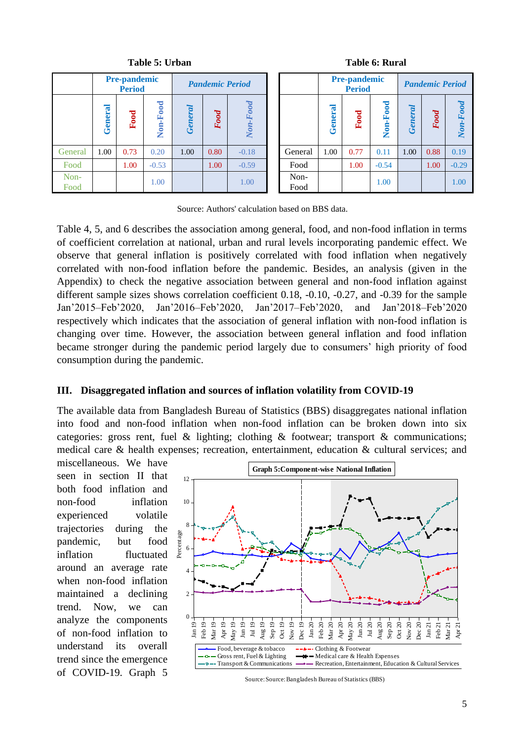**Table 5: Urban**

| | Pre-pandemic Period | | | *Pandemic Period* | | |
|---|---|---|---|---|---|---|
| | General | Food | Non-Food | *General* | *Food* | *Non-Food* |
| General | 1.00 | 0.73 | 0.20 | 1.00 | 0.80 | -0.18 |
| Food | | 1.00 | -0.53 | | 1.00 | -0.59 |
| Non-Food | | | 1.00 | | | 1.00 |

**Table 6: Rural**

| | Pre-pandemic Period | | | *Pandemic Period* | | |
|---|---|---|---|---|---|---|
| | General | Food | Non-Food | *General* | *Food* | *Non-Food* |
| General | 1.00 | 0.77 | 0.11 | 1.00 | 0.88 | 0.19 |
| Food | | 1.00 | -0.54 | | 1.00 | -0.29 |
| Non-Food | | | 1.00 | | | 1.00 |

Source: Authors' calculation based on BBS data.

Table 4, 5, and 6 describes the association among general, food, and non-food inflation in terms of coefficient correlation at national, urban and rural levels incorporating pandemic effect. We observe that general inflation is positively correlated with food inflation when negatively correlated with non-food inflation before the pandemic. Besides, an analysis (given in the Appendix) to check the negative association between general and non-food inflation against different sample sizes shows correlation coefficient 0.18, -0.10, -0.27, and -0.39 for the sample Jan'2015–Feb'2020, Jan'2016–Feb'2020, Jan'2017–Feb'2020, and Jan'2018–Feb'2020 respectively which indicates that the association of general inflation with non-food inflation is changing over time. However, the association between general inflation and food inflation became stronger during the pandemic period largely due to consumers' high priority of food consumption during the pandemic.

## III. Disaggregated inflation and sources of inflation volatility from COVID-19

The available data from Bangladesh Bureau of Statistics (BBS) disaggregates national inflation into food and non-food inflation when non-food inflation can be broken down into six categories: gross rent, fuel & lighting; clothing & footwear; transport & communications; medical care & health expenses; recreation, entertainment, education & cultural services; and miscellaneous. We have seen in section II that both food inflation and non-food inflation experienced volatile trajectories during the pandemic, but food inflation fluctuated around an average rate when non-food inflation maintained a declining trend. Now, we can analyze the components of non-food inflation to understand its overall trend since the emergence of COVID-19. Graph 5

**Graph 5: Component-wise National Inflation**

Source: Source: Bangladesh Bureau of Statistics (BBS)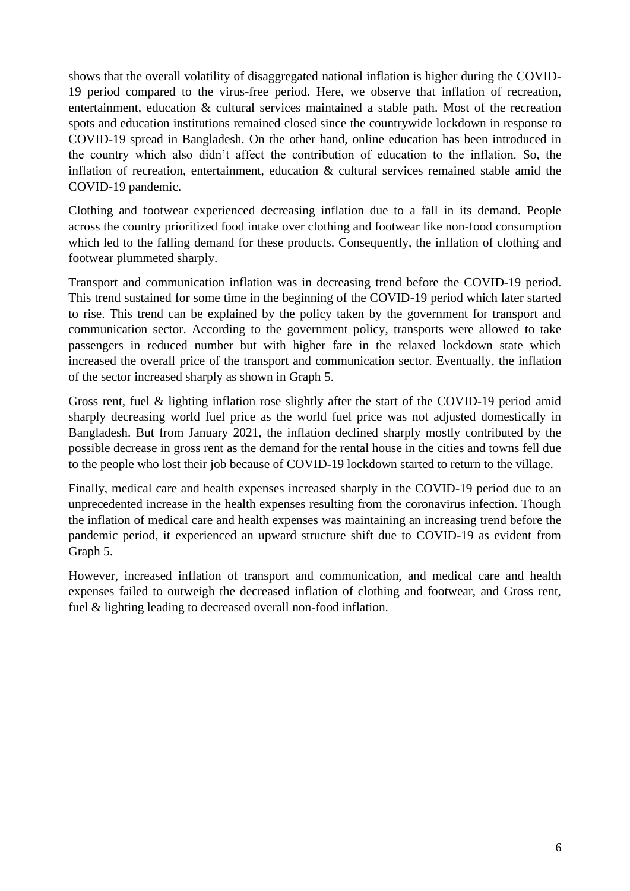shows that the overall volatility of disaggregated national inflation is higher during the COVID-19 period compared to the virus-free period. Here, we observe that inflation of recreation, entertainment, education & cultural services maintained a stable path. Most of the recreation spots and education institutions remained closed since the countrywide lockdown in response to COVID-19 spread in Bangladesh. On the other hand, online education has been introduced in the country which also didn't affect the contribution of education to the inflation. So, the inflation of recreation, entertainment, education & cultural services remained stable amid the COVID-19 pandemic.

Clothing and footwear experienced decreasing inflation due to a fall in its demand. People across the country prioritized food intake over clothing and footwear like non-food consumption which led to the falling demand for these products. Consequently, the inflation of clothing and footwear plummeted sharply.

Transport and communication inflation was in decreasing trend before the COVID-19 period. This trend sustained for some time in the beginning of the COVID-19 period which later started to rise. This trend can be explained by the policy taken by the government for transport and communication sector. According to the government policy, transports were allowed to take passengers in reduced number but with higher fare in the relaxed lockdown state which increased the overall price of the transport and communication sector. Eventually, the inflation of the sector increased sharply as shown in Graph 5.

Gross rent, fuel & lighting inflation rose slightly after the start of the COVID-19 period amid sharply decreasing world fuel price as the world fuel price was not adjusted domestically in Bangladesh. But from January 2021, the inflation declined sharply mostly contributed by the possible decrease in gross rent as the demand for the rental house in the cities and towns fell due to the people who lost their job because of COVID-19 lockdown started to return to the village.

Finally, medical care and health expenses increased sharply in the COVID-19 period due to an unprecedented increase in the health expenses resulting from the coronavirus infection. Though the inflation of medical care and health expenses was maintaining an increasing trend before the pandemic period, it experienced an upward structure shift due to COVID-19 as evident from Graph 5.

However, increased inflation of transport and communication, and medical care and health expenses failed to outweigh the decreased inflation of clothing and footwear, and Gross rent, fuel & lighting leading to decreased overall non-food inflation.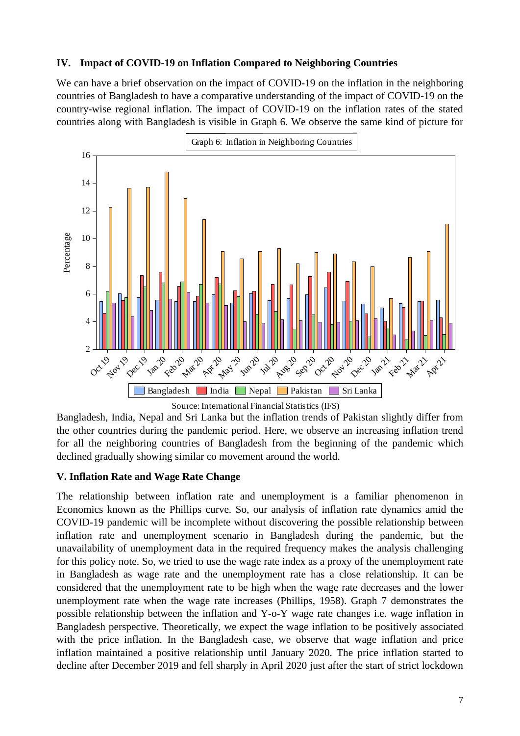## IV. Impact of COVID-19 on Inflation Compared to Neighboring Countries

We can have a brief observation on the impact of COVID-19 on the inflation in the neighboring countries of Bangladesh to have a comparative understanding of the impact of COVID-19 on the country-wise regional inflation. The impact of COVID-19 on the inflation rates of the stated countries along with Bangladesh is visible in Graph 6. We observe the same kind of picture for

Graph 6: Inflation in Neighboring Countries

Source: International Financial Statistics (IFS)

Bangladesh, India, Nepal and Sri Lanka but the inflation trends of Pakistan slightly differ from the other countries during the pandemic period. Here, we observe an increasing inflation trend for all the neighboring countries of Bangladesh from the beginning of the pandemic which declined gradually showing similar co movement around the world.

## V. Inflation Rate and Wage Rate Change

The relationship between inflation rate and unemployment is a familiar phenomenon in Economics known as the Phillips curve. So, our analysis of inflation rate dynamics amid the COVID-19 pandemic will be incomplete without discovering the possible relationship between inflation rate and unemployment scenario in Bangladesh during the pandemic, but the unavailability of unemployment data in the required frequency makes the analysis challenging for this policy note. So, we tried to use the wage rate index as a proxy of the unemployment rate in Bangladesh as wage rate and the unemployment rate has a close relationship. It can be considered that the unemployment rate to be high when the wage rate decreases and the lower unemployment rate when the wage rate increases (Phillips, 1958). Graph 7 demonstrates the possible relationship between the inflation and Y-o-Y wage rate changes i.e. wage inflation in Bangladesh perspective. Theoretically, we expect the wage inflation to be positively associated with the price inflation. In the Bangladesh case, we observe that wage inflation and price inflation maintained a positive relationship until January 2020. The price inflation started to decline after December 2019 and fell sharply in April 2020 just after the start of strict lockdown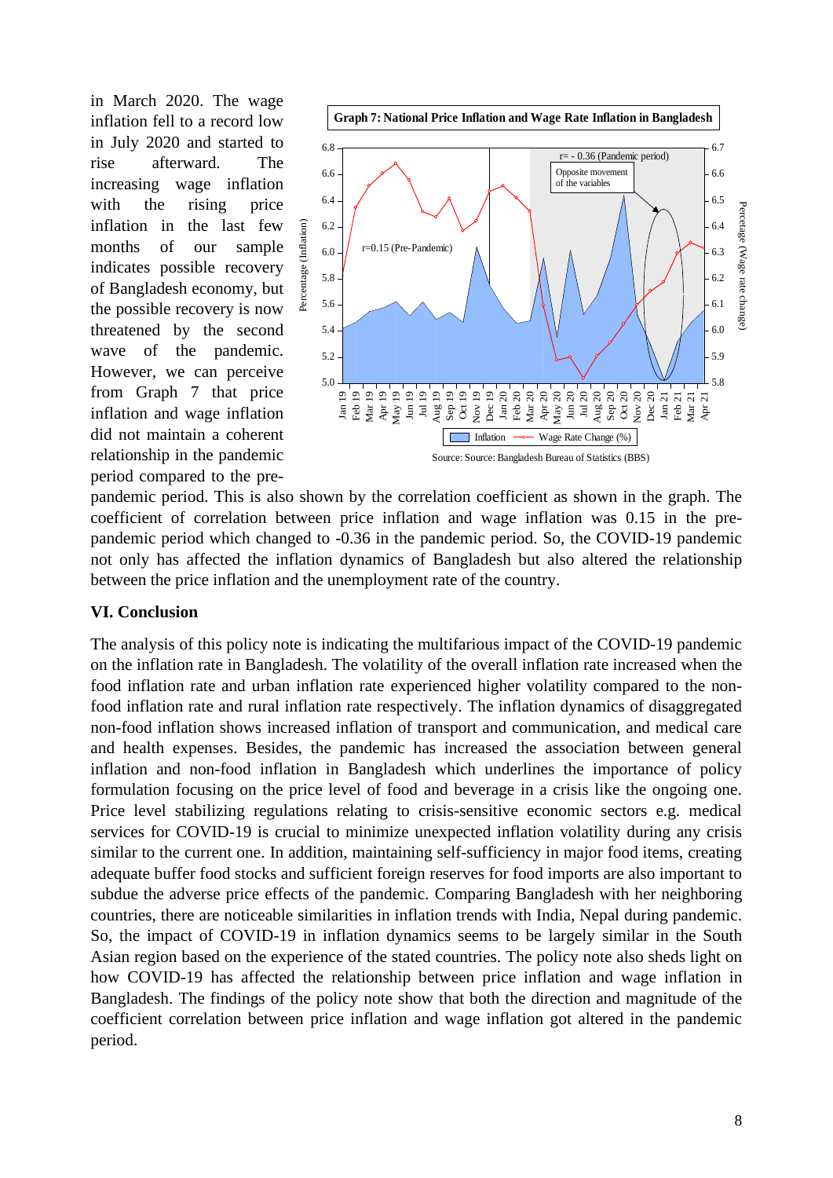in March 2020. The wage inflation fell to a record low in July 2020 and started to rise afterward. The increasing wage inflation with the rising price inflation in the last few months of our sample indicates possible recovery of Bangladesh economy, but the possible recovery is now threatened by the second wave of the pandemic. However, we can perceive from Graph 7 that price inflation and wage inflation did not maintain a coherent relationship in the pandemic period compared to the pre-pandemic period. This is also shown by the correlation coefficient as shown in the graph. The coefficient of correlation between price inflation and wage inflation was 0.15 in the pre-pandemic period which changed to -0.36 in the pandemic period. So, the COVID-19 pandemic not only has affected the inflation dynamics of Bangladesh but also altered the relationship between the price inflation and the unemployment rate of the country.

**Graph 7: National Price Inflation and Wage Rate Inflation in Bangladesh**

Source: Source: Bangladesh Bureau of Statistics (BBS)

## VI. Conclusion

The analysis of this policy note is indicating the multifarious impact of the COVID-19 pandemic on the inflation rate in Bangladesh. The volatility of the overall inflation rate increased when the food inflation rate and urban inflation rate experienced higher volatility compared to the non-food inflation rate and rural inflation rate respectively. The inflation dynamics of disaggregated non-food inflation shows increased inflation of transport and communication, and medical care and health expenses. Besides, the pandemic has increased the association between general inflation and non-food inflation in Bangladesh which underlines the importance of policy formulation focusing on the price level of food and beverage in a crisis like the ongoing one. Price level stabilizing regulations relating to crisis-sensitive economic sectors e.g. medical services for COVID-19 is crucial to minimize unexpected inflation volatility during any crisis similar to the current one. In addition, maintaining self-sufficiency in major food items, creating adequate buffer food stocks and sufficient foreign reserves for food imports are also important to subdue the adverse price effects of the pandemic. Comparing Bangladesh with her neighboring countries, there are noticeable similarities in inflation trends with India, Nepal during pandemic. So, the impact of COVID-19 in inflation dynamics seems to be largely similar in the South Asian region based on the experience of the stated countries. The policy note also sheds light on how COVID-19 has affected the relationship between price inflation and wage inflation in Bangladesh. The findings of the policy note show that both the direction and magnitude of the coefficient correlation between price inflation and wage inflation got altered in the pandemic period.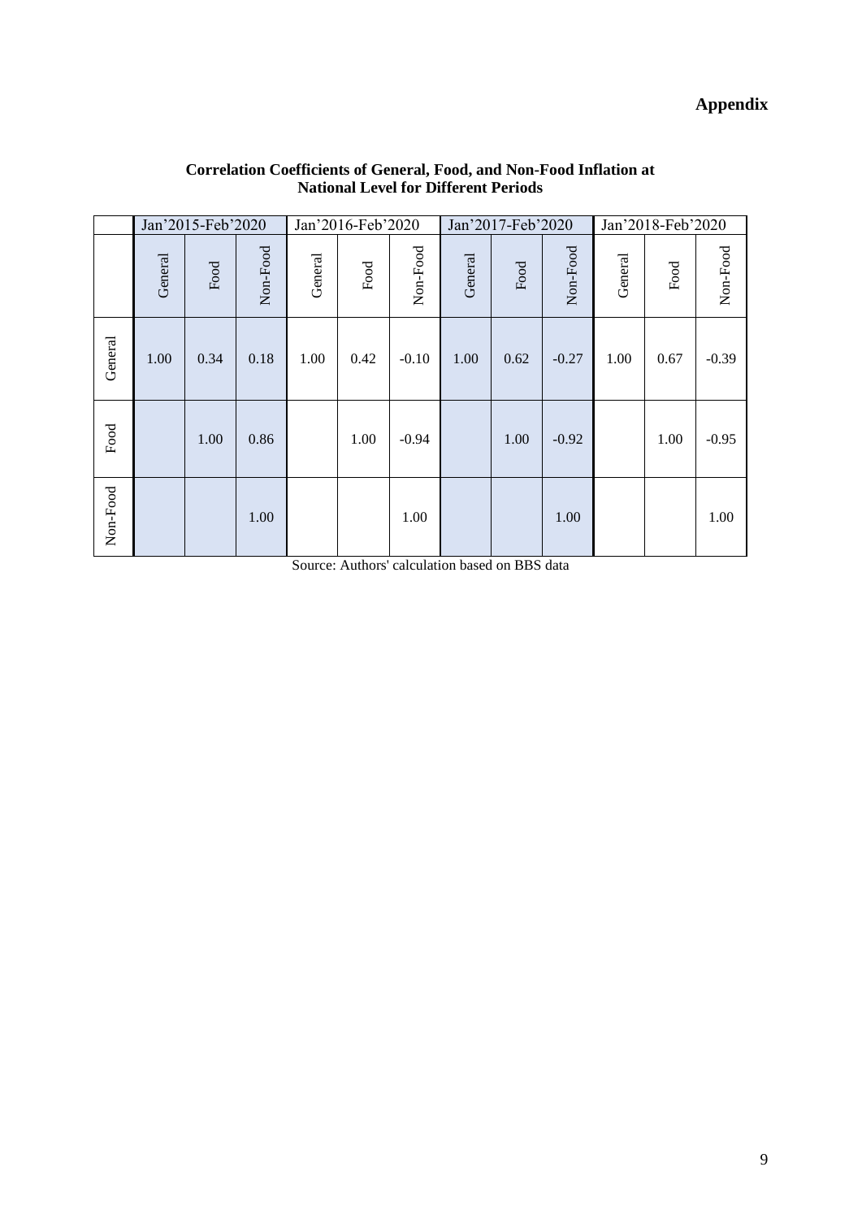## Appendix

**Correlation Coefficients of General, Food, and Non-Food Inflation at National Level for Different Periods**

| | Jan’2015-Feb’2020 | | | Jan’2016-Feb’2020 | | | Jan’2017-Feb’2020 | | | Jan’2018-Feb’2020 | | |
|---|---|---|---|---|---|---|---|---|---|---|---|---|
| | General | Food | Non-Food | General | Food | Non-Food | General | Food | Non-Food | General | Food | Non-Food |
| General | 1.00 | 0.34 | 0.18 | 1.00 | 0.42 | -0.10 | 1.00 | 0.62 | -0.27 | 1.00 | 0.67 | -0.39 |
| Food | | 1.00 | 0.86 | | 1.00 | -0.94 | | 1.00 | -0.92 | | 1.00 | -0.95 |
| Non-Food | | | 1.00 | | | 1.00 | | | 1.00 | | | 1.00 |

Source: Authors' calculation based on BBS data